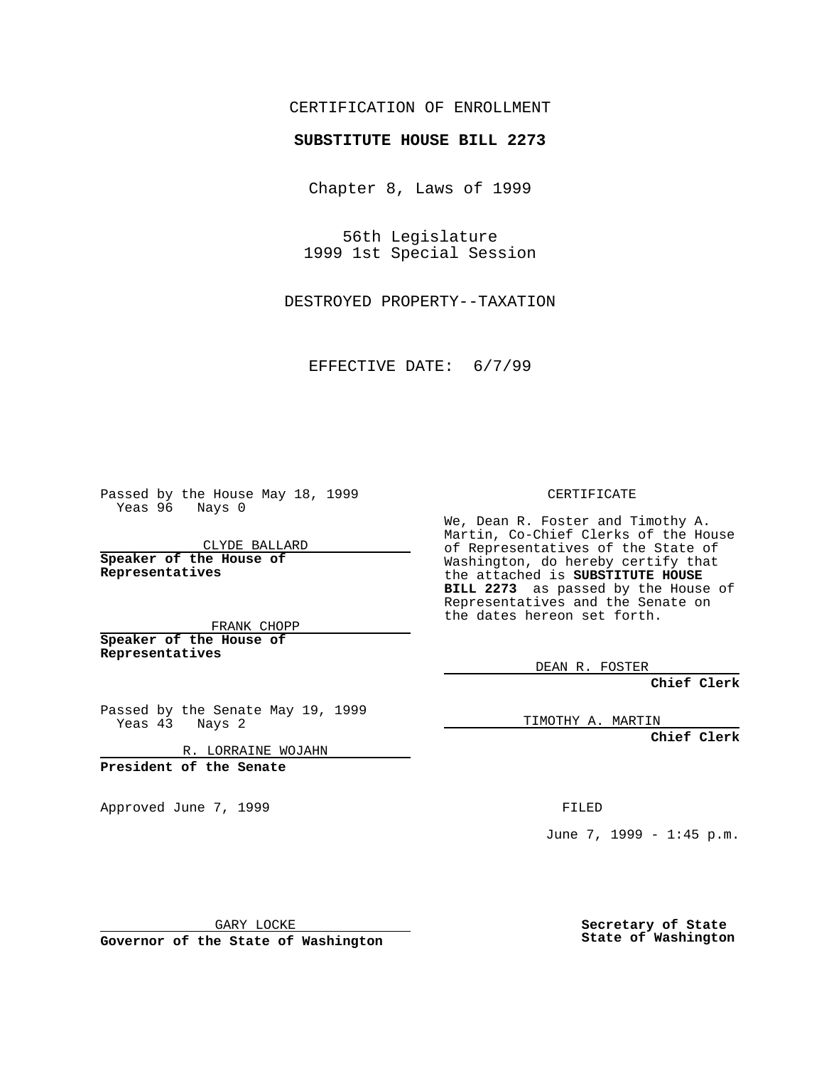CERTIFICATION OF ENROLLMENT

**SUBSTITUTE HOUSE BILL 2273**

Chapter 8, Laws of 1999

56th Legislature
1999 1st Special Session

DESTROYED PROPERTY--TAXATION

EFFECTIVE DATE: 6/7/99

Passed by the House May 18, 1999
Yeas 96 Nays 0

CLYDE BALLARD

**Speaker of the House of Representatives**

FRANK CHOPP

**Speaker of the House of Representatives**

Passed by the Senate May 19, 1999
Yeas 43 Nays 2

R. LORRAINE WOJAHN

**President of the Senate**

Approved June 7, 1999

GARY LOCKE

**Governor of the State of Washington**

CERTIFICATE

We, Dean R. Foster and Timothy A. Martin, Co-Chief Clerks of the House of Representatives of the State of Washington, do hereby certify that the attached is **SUBSTITUTE HOUSE BILL 2273** as passed by the House of Representatives and the Senate on the dates hereon set forth.

DEAN R. FOSTER

**Chief Clerk**

TIMOTHY A. MARTIN

**Chief Clerk**

FILED

June 7, 1999 - 1:45 p.m.

**Secretary of State**
**State of Washington**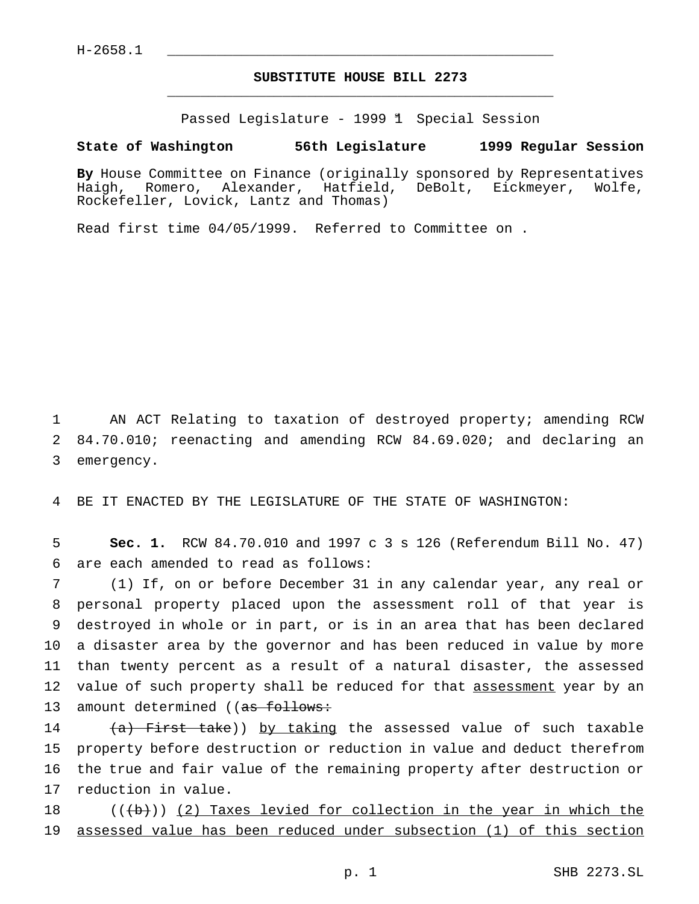H-2658.1

**SUBSTITUTE HOUSE BILL 2273**

Passed Legislature - 1999 1st Special Session

**State of Washington 56th Legislature 1999 Regular Session**

**By** House Committee on Finance (originally sponsored by Representatives Haigh, Romero, Alexander, Hatfield, DeBolt, Eickmeyer, Wolfe, Rockefeller, Lovick, Lantz and Thomas)

Read first time 04/05/1999. Referred to Committee on .

1 AN ACT Relating to taxation of destroyed property; amending RCW 2 84.70.010; reenacting and amending RCW 84.69.020; and declaring an 3 emergency.

4 BE IT ENACTED BY THE LEGISLATURE OF THE STATE OF WASHINGTON:

5 **Sec. 1.** RCW 84.70.010 and 1997 c 3 s 126 (Referendum Bill No. 47) 6 are each amended to read as follows:

7 (1) If, on or before December 31 in any calendar year, any real or 8 personal property placed upon the assessment roll of that year is 9 destroyed in whole or in part, or is in an area that has been declared 10 a disaster area by the governor and has been reduced in value by more 11 than twenty percent as a result of a natural disaster, the assessed 12 value of such property shall be reduced for that <u>assessment</u> year by an 13 amount determined ((~~as follows:~~

14 ~~(a) First take~~)) <u>by taking</u> the assessed value of such taxable 15 property before destruction or reduction in value and deduct therefrom 16 the true and fair value of the remaining property after destruction or 17 reduction in value.

18 ((~~(b)~~)) <u>(2) Taxes levied for collection in the year in which the</u> 19 <u>assessed value has been reduced under subsection (1) of this section</u>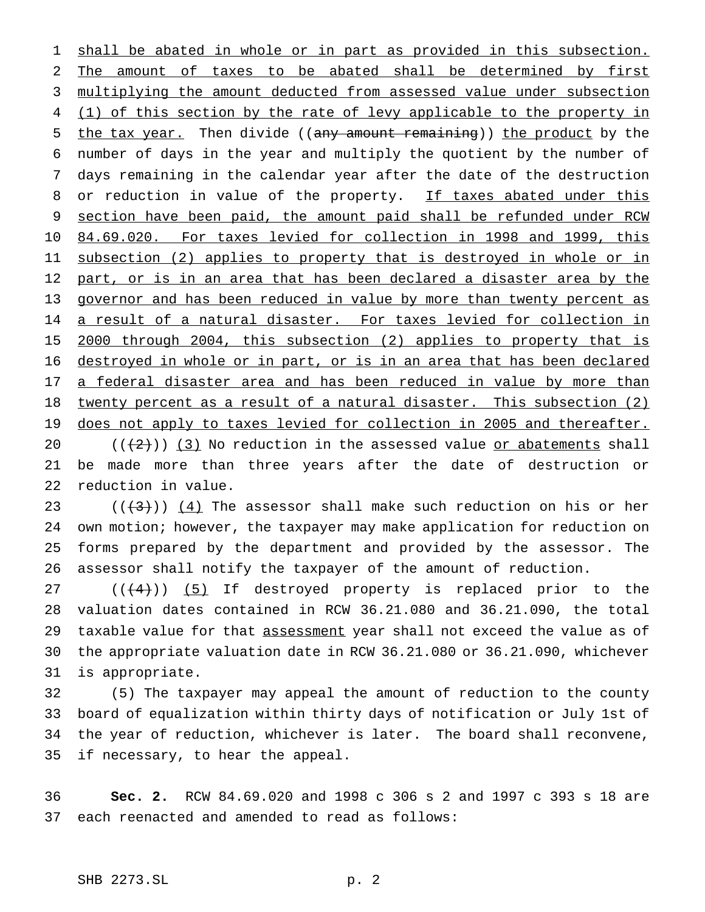shall be abated in whole or in part as provided in this subsection. The amount of taxes to be abated shall be determined by first multiplying the amount deducted from assessed value under subsection (1) of this section by the rate of levy applicable to the property in the tax year. Then divide ((~~any amount remaining~~)) the product by the number of days in the year and multiply the quotient by the number of days remaining in the calendar year after the date of the destruction or reduction in value of the property. If taxes abated under this section have been paid, the amount paid shall be refunded under RCW 84.69.020. For taxes levied for collection in 1998 and 1999, this subsection (2) applies to property that is destroyed in whole or in part, or is in an area that has been declared a disaster area by the governor and has been reduced in value by more than twenty percent as a result of a natural disaster. For taxes levied for collection in 2000 through 2004, this subsection (2) applies to property that is destroyed in whole or in part, or is in an area that has been declared a federal disaster area and has been reduced in value by more than twenty percent as a result of a natural disaster. This subsection (2) does not apply to taxes levied for collection in 2005 and thereafter.

((~~(2)~~)) (3) No reduction in the assessed value or abatements shall be made more than three years after the date of destruction or reduction in value.

((~~(3)~~)) (4) The assessor shall make such reduction on his or her own motion; however, the taxpayer may make application for reduction on forms prepared by the department and provided by the assessor. The assessor shall notify the taxpayer of the amount of reduction.

((~~(4)~~)) (5) If destroyed property is replaced prior to the valuation dates contained in RCW 36.21.080 and 36.21.090, the total taxable value for that assessment year shall not exceed the value as of the appropriate valuation date in RCW 36.21.080 or 36.21.090, whichever is appropriate.

(5) The taxpayer may appeal the amount of reduction to the county board of equalization within thirty days of notification or July 1st of the year of reduction, whichever is later. The board shall reconvene, if necessary, to hear the appeal.

**Sec. 2.** RCW 84.69.020 and 1998 c 306 s 2 and 1997 c 393 s 18 are each reenacted and amended to read as follows: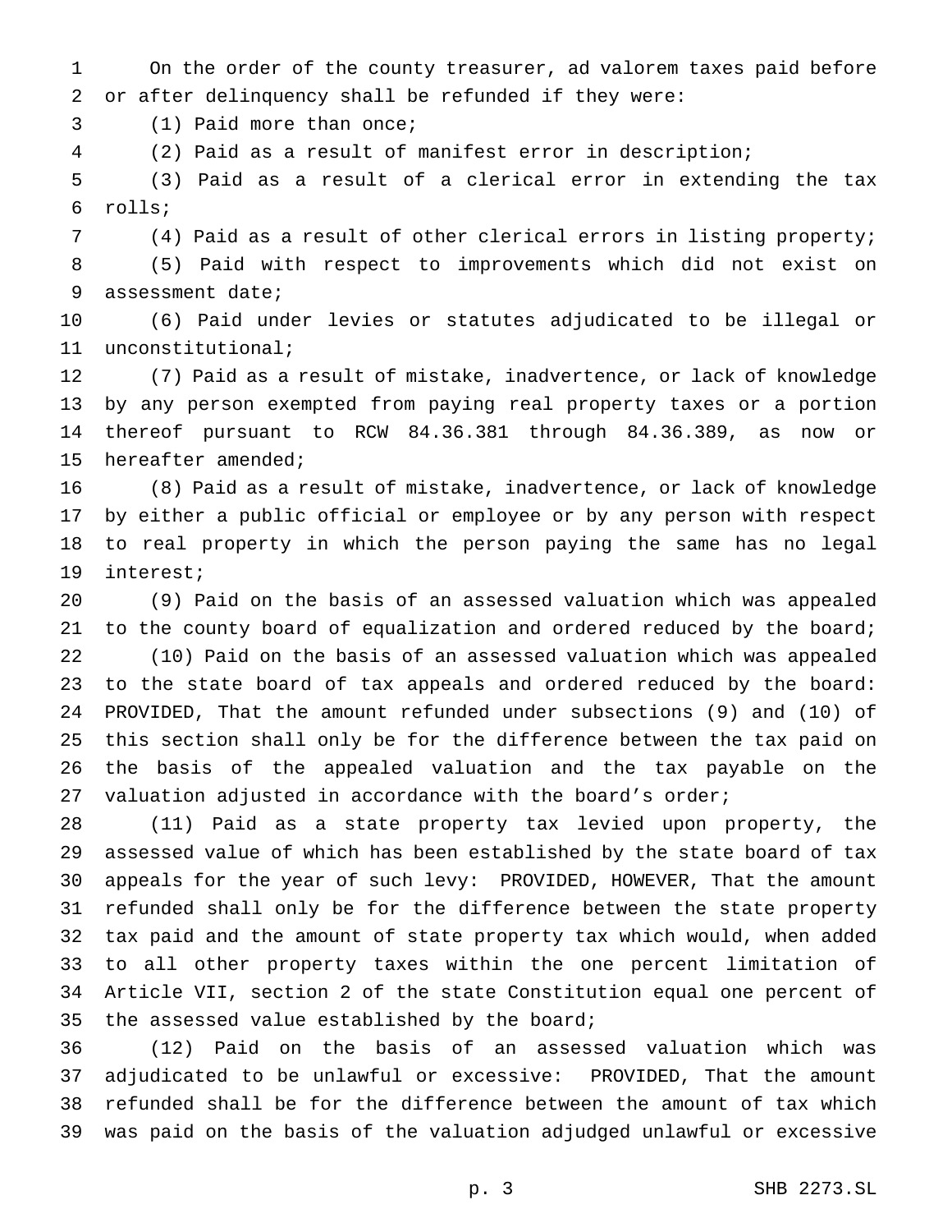On the order of the county treasurer, ad valorem taxes paid before or after delinquency shall be refunded if they were:

(1) Paid more than once;

(2) Paid as a result of manifest error in description;

(3) Paid as a result of a clerical error in extending the tax rolls;

(4) Paid as a result of other clerical errors in listing property;

(5) Paid with respect to improvements which did not exist on assessment date;

(6) Paid under levies or statutes adjudicated to be illegal or unconstitutional;

(7) Paid as a result of mistake, inadvertence, or lack of knowledge by any person exempted from paying real property taxes or a portion thereof pursuant to RCW 84.36.381 through 84.36.389, as now or hereafter amended;

(8) Paid as a result of mistake, inadvertence, or lack of knowledge by either a public official or employee or by any person with respect to real property in which the person paying the same has no legal interest;

(9) Paid on the basis of an assessed valuation which was appealed to the county board of equalization and ordered reduced by the board;

(10) Paid on the basis of an assessed valuation which was appealed to the state board of tax appeals and ordered reduced by the board: PROVIDED, That the amount refunded under subsections (9) and (10) of this section shall only be for the difference between the tax paid on the basis of the appealed valuation and the tax payable on the valuation adjusted in accordance with the board's order;

(11) Paid as a state property tax levied upon property, the assessed value of which has been established by the state board of tax appeals for the year of such levy: PROVIDED, HOWEVER, That the amount refunded shall only be for the difference between the state property tax paid and the amount of state property tax which would, when added to all other property taxes within the one percent limitation of Article VII, section 2 of the state Constitution equal one percent of the assessed value established by the board;

(12) Paid on the basis of an assessed valuation which was adjudicated to be unlawful or excessive: PROVIDED, That the amount refunded shall be for the difference between the amount of tax which was paid on the basis of the valuation adjudged unlawful or excessive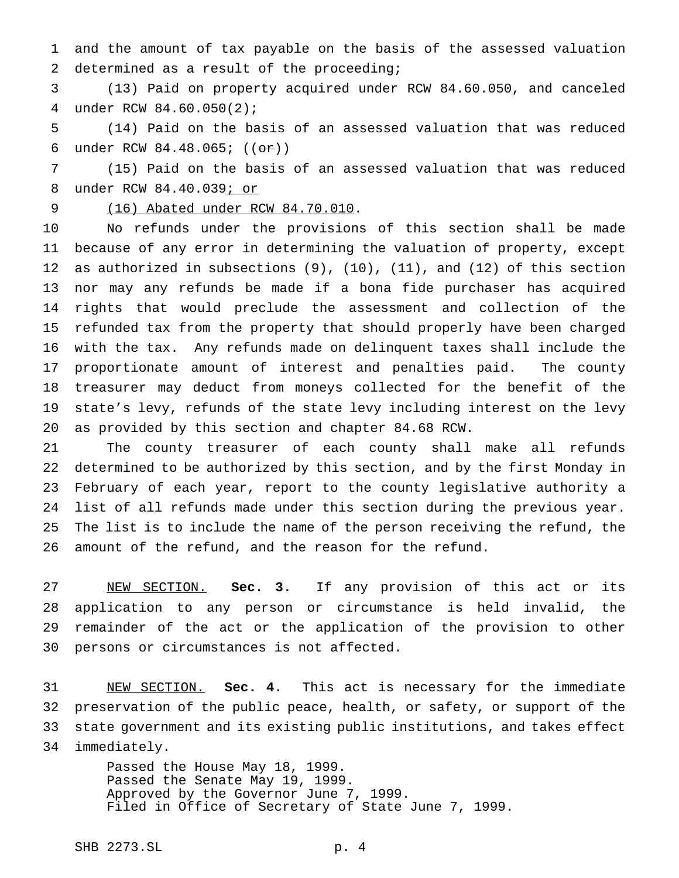and the amount of tax payable on the basis of the assessed valuation determined as a result of the proceeding;

(13) Paid on property acquired under RCW 84.60.050, and canceled under RCW 84.60.050(2);

(14) Paid on the basis of an assessed valuation that was reduced under RCW 84.48.065; ((~~or~~))

(15) Paid on the basis of an assessed valuation that was reduced under RCW 84.40.039<u>; or</u>

<u>(16) Abated under RCW 84.70.010</u>.

No refunds under the provisions of this section shall be made because of any error in determining the valuation of property, except as authorized in subsections (9), (10), (11), and (12) of this section nor may any refunds be made if a bona fide purchaser has acquired rights that would preclude the assessment and collection of the refunded tax from the property that should properly have been charged with the tax. Any refunds made on delinquent taxes shall include the proportionate amount of interest and penalties paid. The county treasurer may deduct from moneys collected for the benefit of the state's levy, refunds of the state levy including interest on the levy as provided by this section and chapter 84.68 RCW.

The county treasurer of each county shall make all refunds determined to be authorized by this section, and by the first Monday in February of each year, report to the county legislative authority a list of all refunds made under this section during the previous year. The list is to include the name of the person receiving the refund, the amount of the refund, and the reason for the refund.

<u>NEW SECTION.</u> **Sec. 3.** If any provision of this act or its application to any person or circumstance is held invalid, the remainder of the act or the application of the provision to other persons or circumstances is not affected.

<u>NEW SECTION.</u> **Sec. 4.** This act is necessary for the immediate preservation of the public peace, health, or safety, or support of the state government and its existing public institutions, and takes effect immediately.

Passed the House May 18, 1999.
Passed the Senate May 19, 1999.
Approved by the Governor June 7, 1999.
Filed in Office of Secretary of State June 7, 1999.